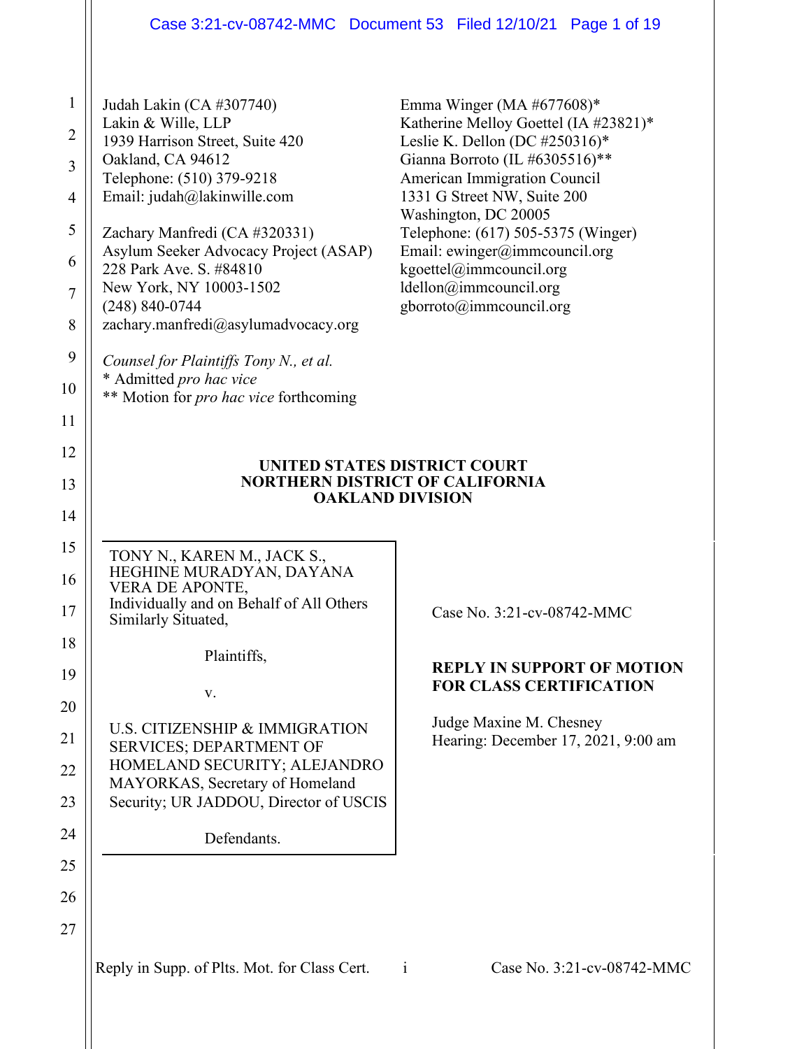Judah Lakin (CA #307740)
Lakin & Wille, LLP
1939 Harrison Street, Suite 420
Oakland, CA 94612
Telephone: (510) 379-9218
Email: judah@lakinwille.com

Zachary Manfredi (CA #320331)
Asylum Seeker Advocacy Project (ASAP)
228 Park Ave. S. #84810
New York, NY 10003-1502
(248) 840-0744
zachary.manfredi@asylumadvocacy.org

Emma Winger (MA #677608)*
Katherine Melloy Goettel (IA #23821)*
Leslie K. Dellon (DC #250316)*
Gianna Borroto (IL #6305516)**
American Immigration Council
1331 G Street NW, Suite 200
Washington, DC 20005
Telephone: (617) 505-5375 (Winger)
Email: ewinger@immcouncil.org
kgoettel@immcouncil.org
ldellon@immcouncil.org
gborroto@immcouncil.org

*Counsel for Plaintiffs Tony N., et al.*
\* Admitted *pro hac vice*
\** Motion for *pro hac vice* forthcoming

**UNITED STATES DISTRICT COURT**
**NORTHERN DISTRICT OF CALIFORNIA**
**OAKLAND DIVISION**

TONY N., KAREN M., JACK S., HEGHINE MURADYAN, DAYANA VERA DE APONTE, Individually and on Behalf of All Others Similarly Situated,

Plaintiffs,

v.

U.S. CITIZENSHIP & IMMIGRATION SERVICES; DEPARTMENT OF HOMELAND SECURITY; ALEJANDRO MAYORKAS, Secretary of Homeland Security; UR JADDOU, Director of USCIS

Defendants.

Case No. 3:21-cv-08742-MMC

**REPLY IN SUPPORT OF MOTION FOR CLASS CERTIFICATION**

Judge Maxine M. Chesney
Hearing: December 17, 2021, 9:00 am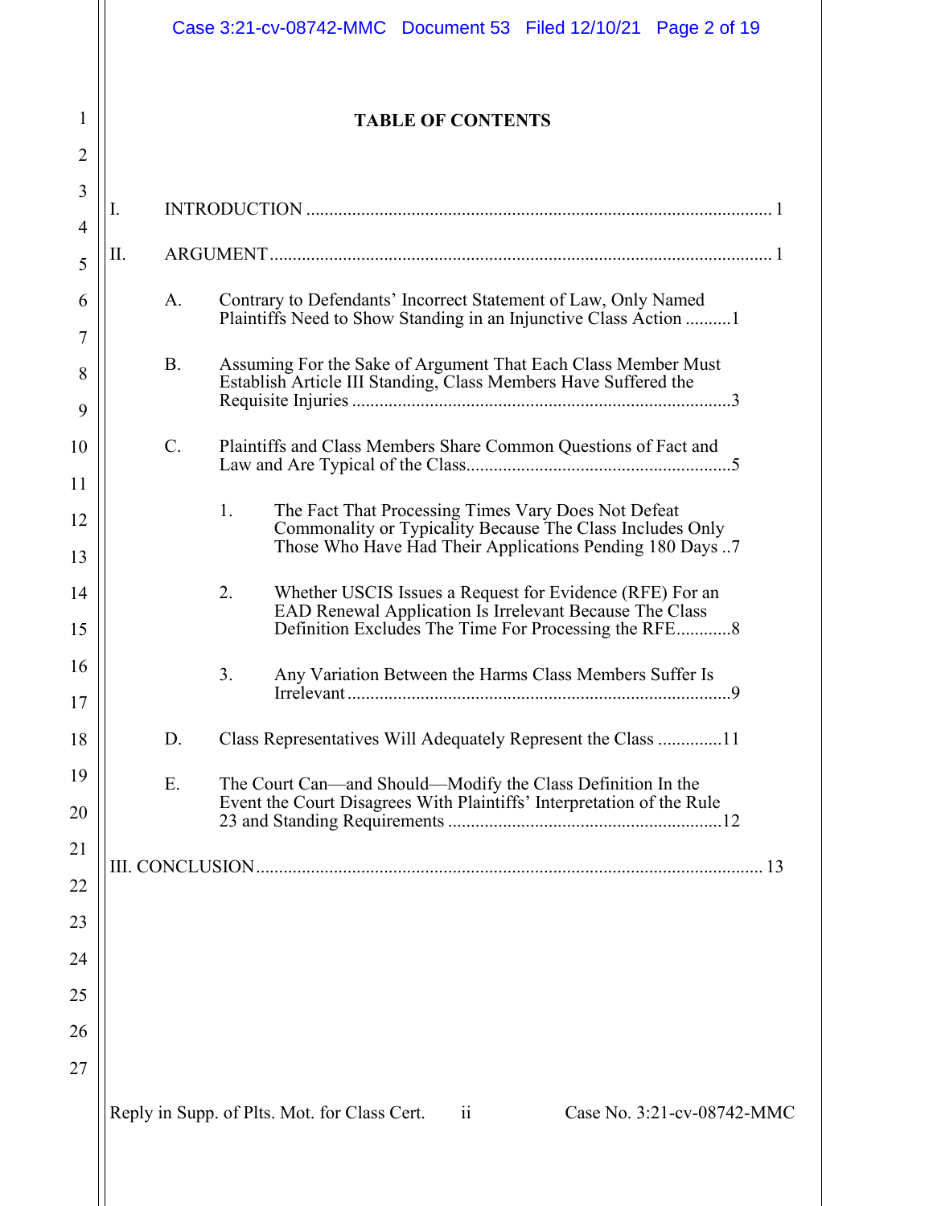# TABLE OF CONTENTS

I. INTRODUCTION ..................................................................................................... 1

II. ARGUMENT ............................................................................................................ 1

A. Contrary to Defendants' Incorrect Statement of Law, Only Named Plaintiffs Need to Show Standing in an Injunctive Class Action ..........1

B. Assuming For the Sake of Argument That Each Class Member Must Establish Article III Standing, Class Members Have Suffered the Requisite Injuries ..................................................................................3

C. Plaintiffs and Class Members Share Common Questions of Fact and Law and Are Typical of the Class..........................................................5

1. The Fact That Processing Times Vary Does Not Defeat Commonality or Typicality Because The Class Includes Only Those Who Have Had Their Applications Pending 180 Days ..7

2. Whether USCIS Issues a Request for Evidence (RFE) For an EAD Renewal Application Is Irrelevant Because The Class Definition Excludes The Time For Processing the RFE............8

3. Any Variation Between the Harms Class Members Suffer Is Irrelevant ....................................................................................9

D. Class Representatives Will Adequately Represent the Class .............11

E. The Court Can—and Should—Modify the Class Definition In the Event the Court Disagrees With Plaintiffs' Interpretation of the Rule 23 and Standing Requirements ............................................................12

III. CONCLUSION............................................................................................................ 13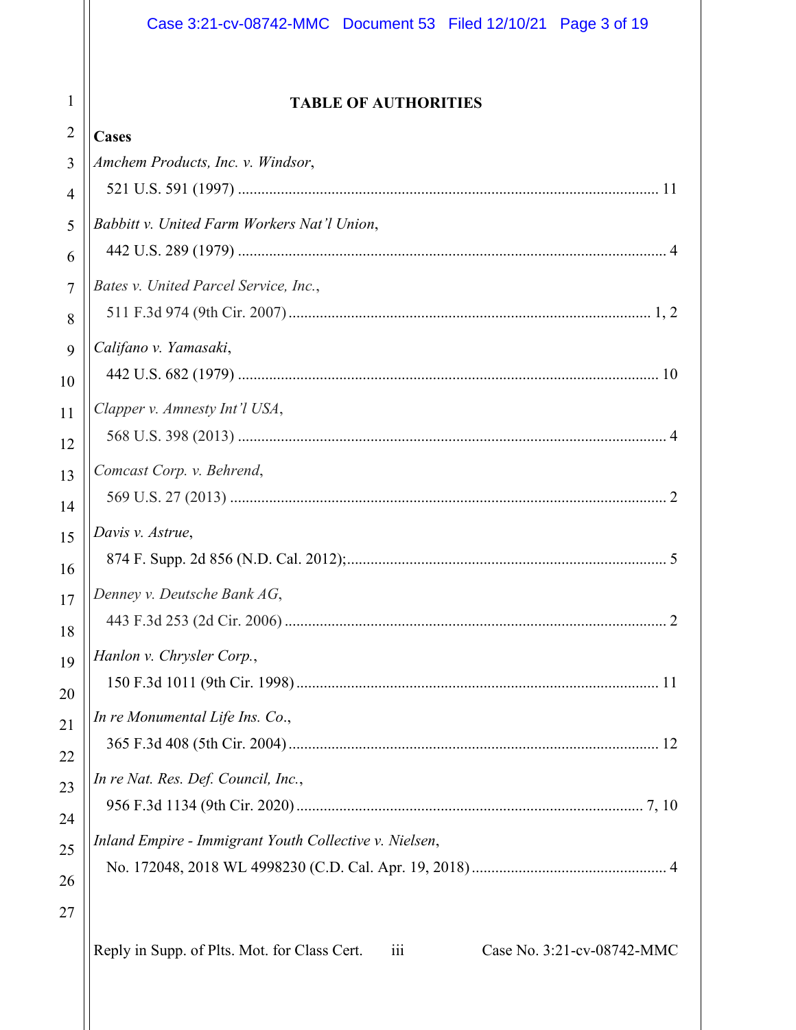# TABLE OF AUTHORITIES

**Cases**

*Amchem Products, Inc. v. Windsor*,
521 U.S. 591 (1997) .......... 11

*Babbitt v. United Farm Workers Nat'l Union*,
442 U.S. 289 (1979) .......... 4

*Bates v. United Parcel Service, Inc.*,
511 F.3d 974 (9th Cir. 2007) .......... 1, 2

*Califano v. Yamasaki*,
442 U.S. 682 (1979) .......... 10

*Clapper v. Amnesty Int'l USA*,
568 U.S. 398 (2013) .......... 4

*Comcast Corp. v. Behrend*,
569 U.S. 27 (2013) .......... 2

*Davis v. Astrue*,
874 F. Supp. 2d 856 (N.D. Cal. 2012); .......... 5

*Denney v. Deutsche Bank AG*,
443 F.3d 253 (2d Cir. 2006) .......... 2

*Hanlon v. Chrysler Corp.*,
150 F.3d 1011 (9th Cir. 1998) .......... 11

*In re Monumental Life Ins. Co.*,
365 F.3d 408 (5th Cir. 2004) .......... 12

*In re Nat. Res. Def. Council, Inc.*,
956 F.3d 1134 (9th Cir. 2020) .......... 7, 10

*Inland Empire - Immigrant Youth Collective v. Nielsen*,
No. 172048, 2018 WL 4998230 (C.D. Cal. Apr. 19, 2018) .......... 4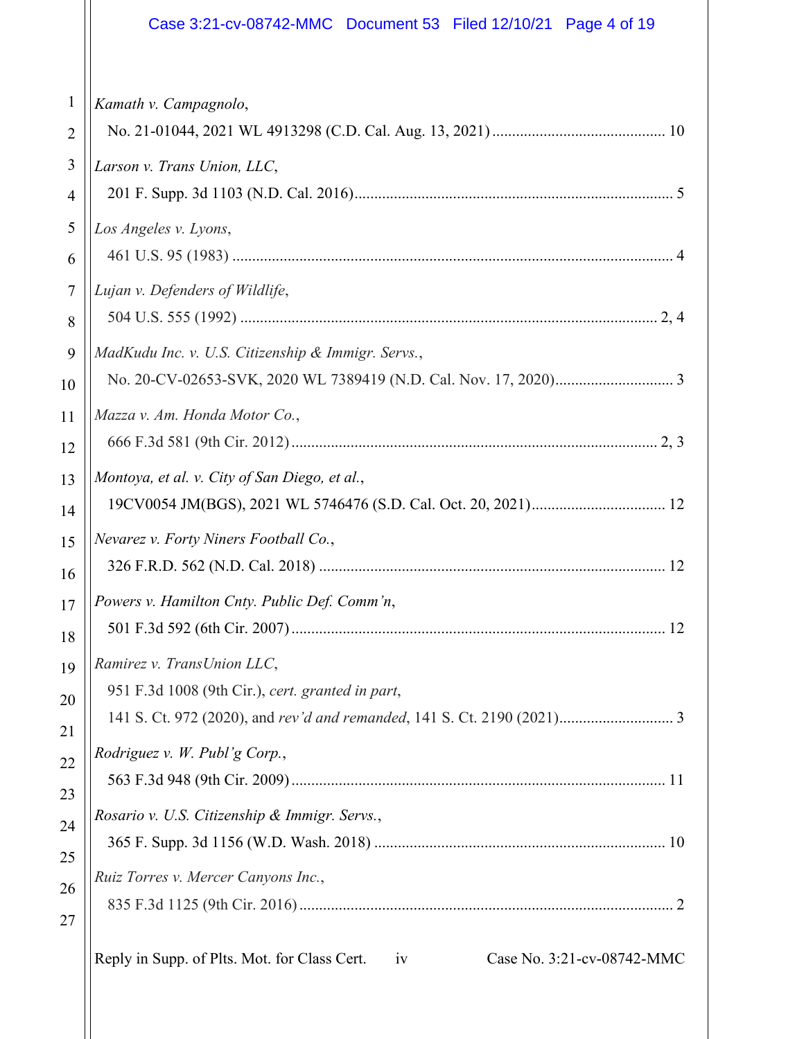*Kamath v. Campagnolo*,
No. 21-01044, 2021 WL 4913298 (C.D. Cal. Aug. 13, 2021) ........................................... 10

*Larson v. Trans Union, LLC*,
201 F. Supp. 3d 1103 (N.D. Cal. 2016) ................................................................................ 5

*Los Angeles v. Lyons*,
461 U.S. 95 (1983) ............................................................................................................... 4

*Lujan v. Defenders of Wildlife*,
504 U.S. 555 (1992) ......................................................................................................... 2, 4

*MadKudu Inc. v. U.S. Citizenship & Immigr. Servs.*,
No. 20-CV-02653-SVK, 2020 WL 7389419 (N.D. Cal. Nov. 17, 2020) ............................. 3

*Mazza v. Am. Honda Motor Co.*,
666 F.3d 581 (9th Cir. 2012) ............................................................................................ 2, 3

*Montoya, et al. v. City of San Diego, et al.*,
19CV0054 JM(BGS), 2021 WL 5746476 (S.D. Cal. Oct. 20, 2021) ................................. 12

*Nevarez v. Forty Niners Football Co.*,
326 F.R.D. 562 (N.D. Cal. 2018) ....................................................................................... 12

*Powers v. Hamilton Cnty. Public Def. Comm'n*,
501 F.3d 592 (6th Cir. 2007) ............................................................................................. 12

*Ramirez v. TransUnion LLC*,
951 F.3d 1008 (9th Cir.), *cert. granted in part*,
141 S. Ct. 972 (2020), and *rev'd and remanded*, 141 S. Ct. 2190 (2021) ............................ 3

*Rodriguez v. W. Publ'g Corp.*,
563 F.3d 948 (9th Cir. 2009) ............................................................................................. 11

*Rosario v. U.S. Citizenship & Immigr. Servs.*,
365 F. Supp. 3d 1156 (W.D. Wash. 2018) ......................................................................... 10

*Ruiz Torres v. Mercer Canyons Inc.*,
835 F.3d 1125 (9th Cir. 2016) ............................................................................................. 2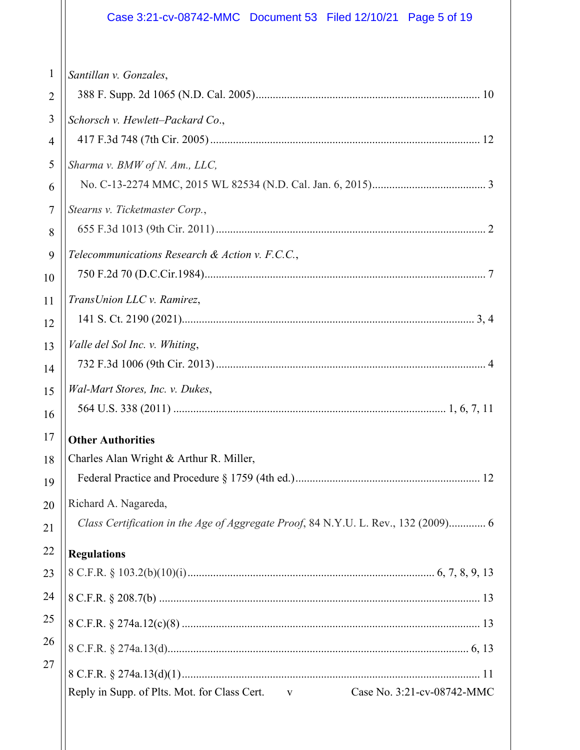*Santillan v. Gonzales*,
388 F. Supp. 2d 1065 (N.D. Cal. 2005)............................................................................... 10

*Schorsch v. Hewlett–Packard Co*.,
417 F.3d 748 (7th Cir. 2005)............................................................................................... 12

*Sharma v. BMW of N. Am., LLC,*
No. C-13-2274 MMC, 2015 WL 82534 (N.D. Cal. Jan. 6, 2015)........................................ 3

*Stearns v. Ticketmaster Corp.*,
655 F.3d 1013 (9th Cir. 2011).............................................................................................. 2

*Telecommunications Research & Action v. F.C.C.*,
750 F.2d 70 (D.C.Cir.1984)................................................................................................... 7

*TransUnion LLC v. Ramirez*,
141 S. Ct. 2190 (2021)....................................................................................................... 3, 4

*Valle del Sol Inc. v. Whiting*,
732 F.3d 1006 (9th Cir. 2013)............................................................................................... 4

*Wal-Mart Stores, Inc. v. Dukes*,
564 U.S. 338 (2011) ................................................................................................ 1, 6, 7, 11

**Other Authorities**

Charles Alan Wright & Arthur R. Miller,
Federal Practice and Procedure § 1759 (4th ed.)................................................................ 12

Richard A. Nagareda,
*Class Certification in the Age of Aggregate Proof*, 84 N.Y.U. L. Rev., 132 (2009)............. 6

**Regulations**

8 C.F.R. § 103.2(b)(10)(i)...................................................................................... 6, 7, 8, 9, 13

8 C.F.R. § 208.7(b) ................................................................................................................ 13

8 C.F.R. § 274a.12(c)(8) ........................................................................................................ 13

8 C.F.R. § 274a.13(d)......................................................................................................... 6, 13

8 C.F.R. § 274a.13(d)(1)......................................................................................................... 11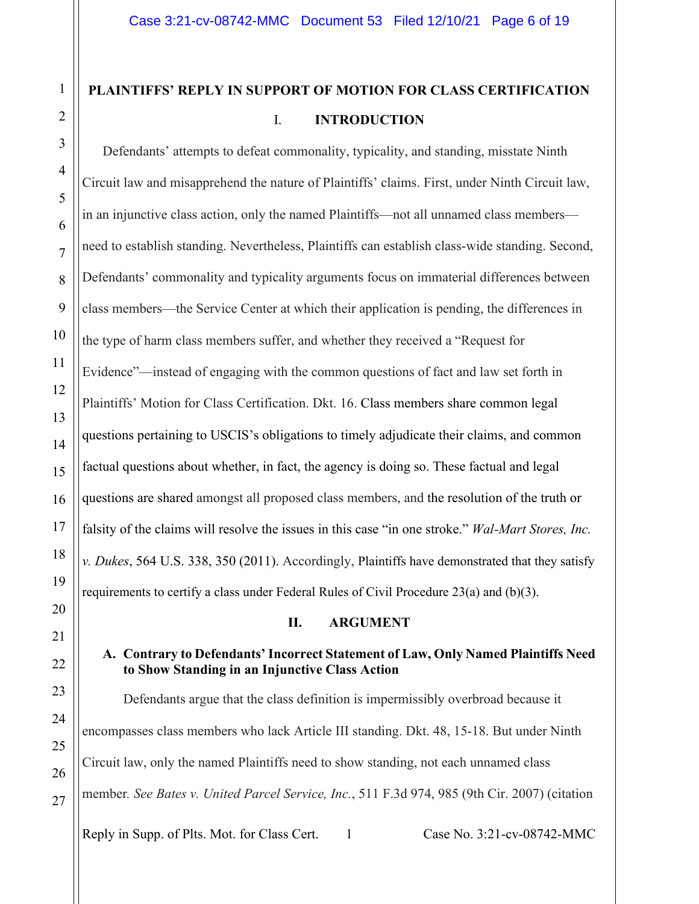## PLAINTIFFS' REPLY IN SUPPORT OF MOTION FOR CLASS CERTIFICATION

### I. INTRODUCTION

Defendants' attempts to defeat commonality, typicality, and standing, misstate Ninth Circuit law and misapprehend the nature of Plaintiffs' claims. First, under Ninth Circuit law, in an injunctive class action, only the named Plaintiffs—not all unnamed class members—need to establish standing. Nevertheless, Plaintiffs can establish class-wide standing. Second, Defendants' commonality and typicality arguments focus on immaterial differences between class members—the Service Center at which their application is pending, the differences in the type of harm class members suffer, and whether they received a "Request for Evidence"—instead of engaging with the common questions of fact and law set forth in Plaintiffs' Motion for Class Certification. Dkt. 16. Class members share common legal questions pertaining to USCIS's obligations to timely adjudicate their claims, and common factual questions about whether, in fact, the agency is doing so. These factual and legal questions are shared amongst all proposed class members, and the resolution of the truth or falsity of the claims will resolve the issues in this case "in one stroke." *Wal-Mart Stores, Inc. v. Dukes*, 564 U.S. 338, 350 (2011). Accordingly, Plaintiffs have demonstrated that they satisfy requirements to certify a class under Federal Rules of Civil Procedure 23(a) and (b)(3).

### II. ARGUMENT

#### A. Contrary to Defendants' Incorrect Statement of Law, Only Named Plaintiffs Need to Show Standing in an Injunctive Class Action

Defendants argue that the class definition is impermissibly overbroad because it encompasses class members who lack Article III standing. Dkt. 48, 15-18. But under Ninth Circuit law, only the named Plaintiffs need to show standing, not each unnamed class member. *See Bates v. United Parcel Service, Inc.*, 511 F.3d 974, 985 (9th Cir. 2007) (citation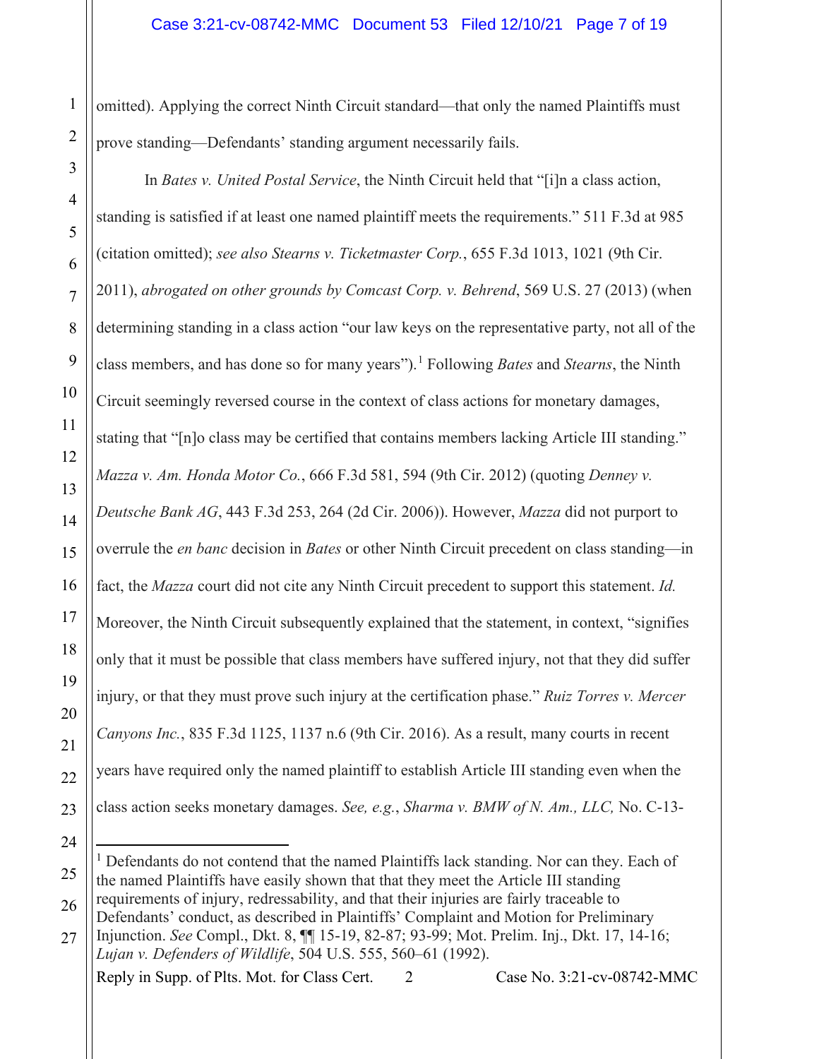omitted). Applying the correct Ninth Circuit standard—that only the named Plaintiffs must prove standing—Defendants' standing argument necessarily fails.

In *Bates v. United Postal Service*, the Ninth Circuit held that "[i]n a class action, standing is satisfied if at least one named plaintiff meets the requirements." 511 F.3d at 985 (citation omitted); *see also Stearns v. Ticketmaster Corp.*, 655 F.3d 1013, 1021 (9th Cir. 2011), *abrogated on other grounds by Comcast Corp. v. Behrend*, 569 U.S. 27 (2013) (when determining standing in a class action "our law keys on the representative party, not all of the class members, and has done so for many years").[1] Following *Bates* and *Stearns*, the Ninth Circuit seemingly reversed course in the context of class actions for monetary damages, stating that "[n]o class may be certified that contains members lacking Article III standing." *Mazza v. Am. Honda Motor Co.*, 666 F.3d 581, 594 (9th Cir. 2012) (quoting *Denney v. Deutsche Bank AG*, 443 F.3d 253, 264 (2d Cir. 2006)). However, *Mazza* did not purport to overrule the *en banc* decision in *Bates* or other Ninth Circuit precedent on class standing—in fact, the *Mazza* court did not cite any Ninth Circuit precedent to support this statement. *Id.* Moreover, the Ninth Circuit subsequently explained that the statement, in context, "signifies only that it must be possible that class members have suffered injury, not that they did suffer injury, or that they must prove such injury at the certification phase." *Ruiz Torres v. Mercer Canyons Inc.*, 835 F.3d 1125, 1137 n.6 (9th Cir. 2016). As a result, many courts in recent years have required only the named plaintiff to establish Article III standing even when the class action seeks monetary damages. *See, e.g.*, *Sharma v. BMW of N. Am., LLC,* No. C-13-

---

[1] Defendants do not contend that the named Plaintiffs lack standing. Nor can they. Each of the named Plaintiffs have easily shown that that they meet the Article III standing requirements of injury, redressability, and that their injuries are fairly traceable to Defendants' conduct, as described in Plaintiffs' Complaint and Motion for Preliminary Injunction. *See* Compl., Dkt. 8, ¶¶ 15-19, 82-87; 93-99; Mot. Prelim. Inj., Dkt. 17, 14-16; *Lujan v. Defenders of Wildlife*, 504 U.S. 555, 560–61 (1992).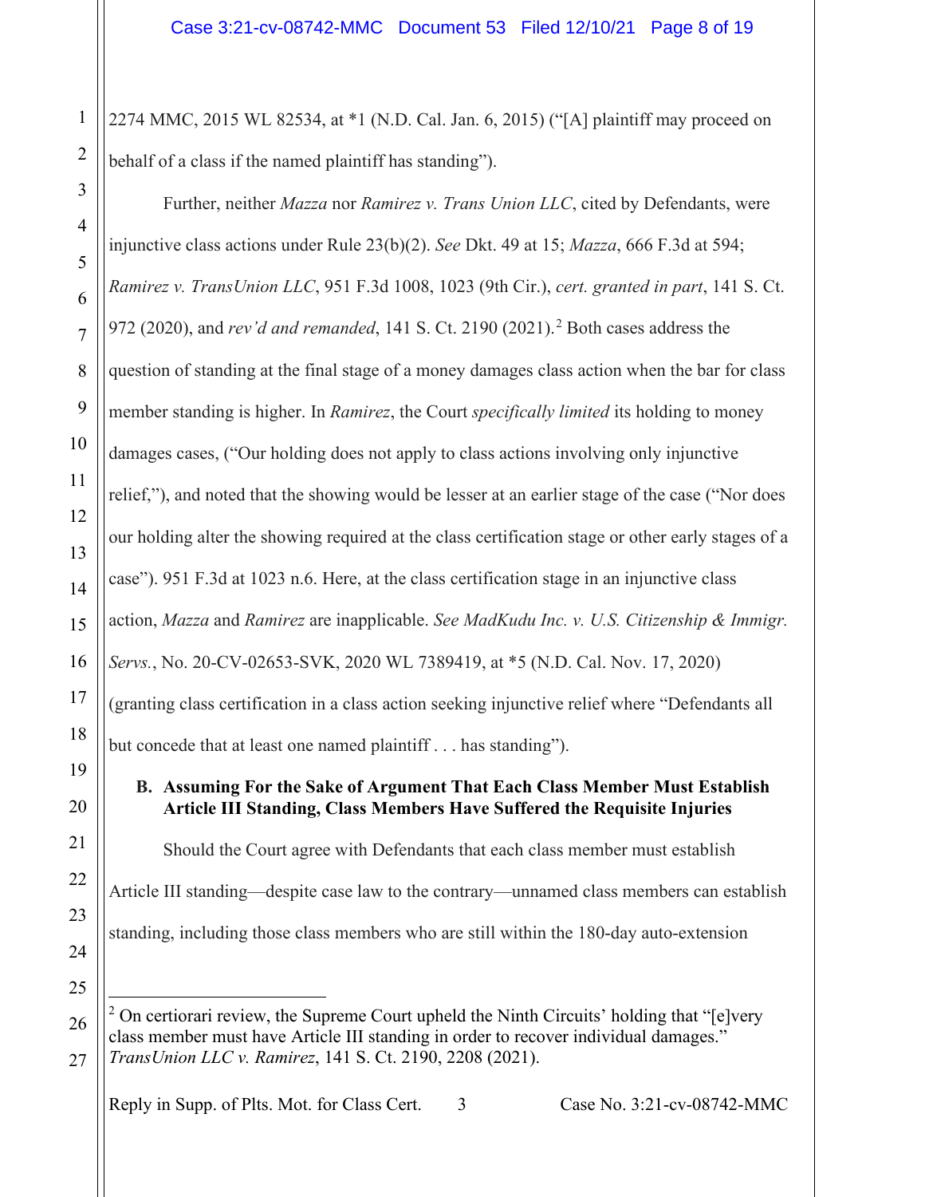2274 MMC, 2015 WL 82534, at *1 (N.D. Cal. Jan. 6, 2015) ("[A] plaintiff may proceed on behalf of a class if the named plaintiff has standing").

Further, neither *Mazza* nor *Ramirez v. Trans Union LLC*, cited by Defendants, were injunctive class actions under Rule 23(b)(2). *See* Dkt. 49 at 15; *Mazza*, 666 F.3d at 594; *Ramirez v. TransUnion LLC*, 951 F.3d 1008, 1023 (9th Cir.), *cert. granted in part*, 141 S. Ct. 972 (2020), and *rev'd and remanded*, 141 S. Ct. 2190 (2021).[2] Both cases address the question of standing at the final stage of a money damages class action when the bar for class member standing is higher. In *Ramirez*, the Court *specifically limited* its holding to money damages cases, ("Our holding does not apply to class actions involving only injunctive relief,"), and noted that the showing would be lesser at an earlier stage of the case ("Nor does our holding alter the showing required at the class certification stage or other early stages of a case"). 951 F.3d at 1023 n.6. Here, at the class certification stage in an injunctive class action, *Mazza* and *Ramirez* are inapplicable. *See MadKudu Inc. v. U.S. Citizenship & Immigr. Servs.*, No. 20-CV-02653-SVK, 2020 WL 7389419, at *5 (N.D. Cal. Nov. 17, 2020) (granting class certification in a class action seeking injunctive relief where "Defendants all but concede that at least one named plaintiff . . . has standing").

**B. Assuming For the Sake of Argument That Each Class Member Must Establish Article III Standing, Class Members Have Suffered the Requisite Injuries**

Should the Court agree with Defendants that each class member must establish Article III standing—despite case law to the contrary—unnamed class members can establish standing, including those class members who are still within the 180-day auto-extension

---

[2] On certiorari review, the Supreme Court upheld the Ninth Circuits' holding that "[e]very class member must have Article III standing in order to recover individual damages." *TransUnion LLC v. Ramirez*, 141 S. Ct. 2190, 2208 (2021).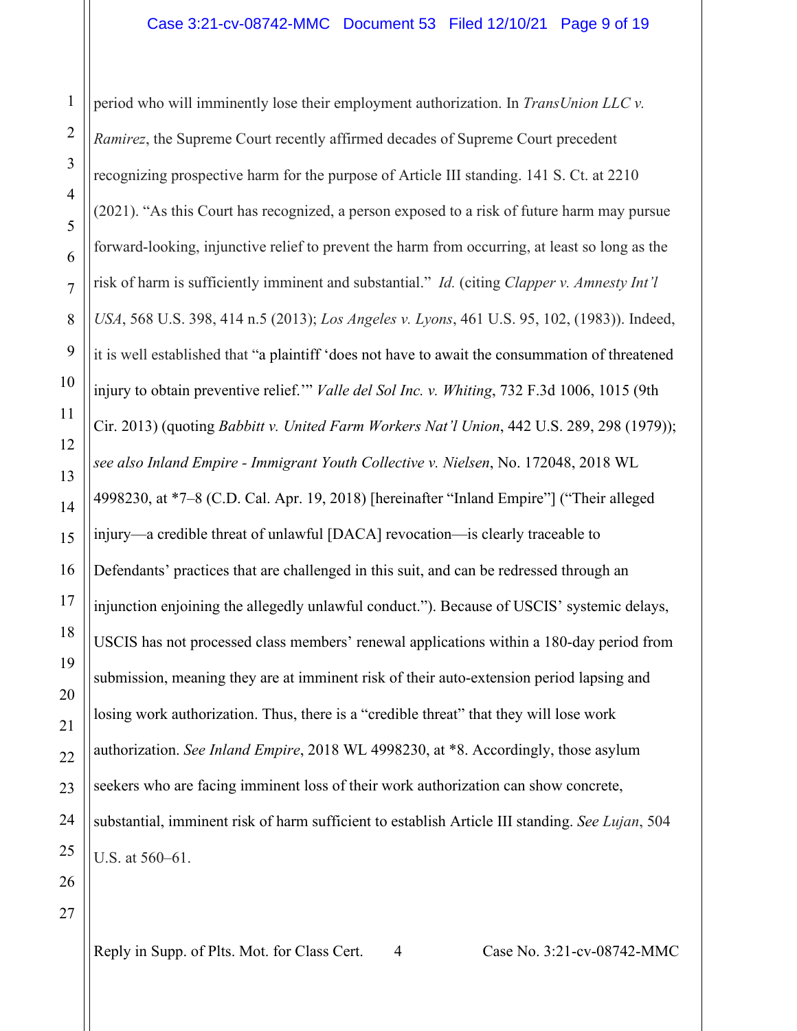period who will imminently lose their employment authorization. In *TransUnion LLC v. Ramirez*, the Supreme Court recently affirmed decades of Supreme Court precedent recognizing prospective harm for the purpose of Article III standing. 141 S. Ct. at 2210 (2021). "As this Court has recognized, a person exposed to a risk of future harm may pursue forward-looking, injunctive relief to prevent the harm from occurring, at least so long as the risk of harm is sufficiently imminent and substantial." *Id.* (citing *Clapper v. Amnesty Int'l USA*, 568 U.S. 398, 414 n.5 (2013); *Los Angeles v. Lyons*, 461 U.S. 95, 102, (1983)). Indeed, it is well established that "a plaintiff 'does not have to await the consummation of threatened injury to obtain preventive relief.'" *Valle del Sol Inc. v. Whiting*, 732 F.3d 1006, 1015 (9th Cir. 2013) (quoting *Babbitt v. United Farm Workers Nat'l Union*, 442 U.S. 289, 298 (1979)); *see also Inland Empire - Immigrant Youth Collective v. Nielsen*, No. 172048, 2018 WL 4998230, at *7–8 (C.D. Cal. Apr. 19, 2018) [hereinafter "Inland Empire"] ("Their alleged injury—a credible threat of unlawful [DACA] revocation—is clearly traceable to Defendants' practices that are challenged in this suit, and can be redressed through an injunction enjoining the allegedly unlawful conduct."). Because of USCIS' systemic delays, USCIS has not processed class members' renewal applications within a 180-day period from submission, meaning they are at imminent risk of their auto-extension period lapsing and losing work authorization. Thus, there is a "credible threat" that they will lose work authorization. *See Inland Empire*, 2018 WL 4998230, at *8. Accordingly, those asylum seekers who are facing imminent loss of their work authorization can show concrete, substantial, imminent risk of harm sufficient to establish Article III standing. *See Lujan*, 504 U.S. at 560–61.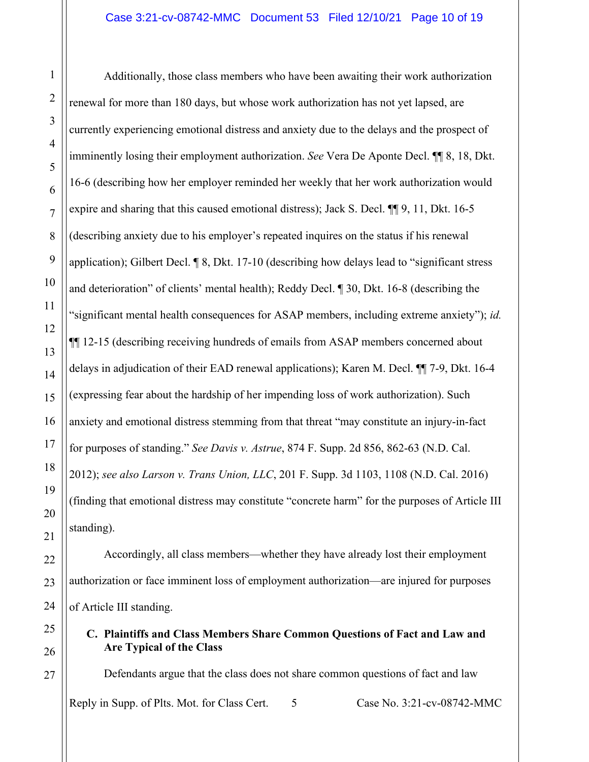Additionally, those class members who have been awaiting their work authorization renewal for more than 180 days, but whose work authorization has not yet lapsed, are currently experiencing emotional distress and anxiety due to the delays and the prospect of imminently losing their employment authorization. *See* Vera De Aponte Decl. ¶¶ 8, 18, Dkt. 16-6 (describing how her employer reminded her weekly that her work authorization would expire and sharing that this caused emotional distress); Jack S. Decl. ¶¶ 9, 11, Dkt. 16-5 (describing anxiety due to his employer's repeated inquires on the status if his renewal application); Gilbert Decl. ¶ 8, Dkt. 17-10 (describing how delays lead to "significant stress and deterioration" of clients' mental health); Reddy Decl. ¶ 30, Dkt. 16-8 (describing the "significant mental health consequences for ASAP members, including extreme anxiety"); *id.* ¶¶ 12-15 (describing receiving hundreds of emails from ASAP members concerned about delays in adjudication of their EAD renewal applications); Karen M. Decl. ¶¶ 7-9, Dkt. 16-4 (expressing fear about the hardship of her impending loss of work authorization). Such anxiety and emotional distress stemming from that threat "may constitute an injury-in-fact for purposes of standing." *See Davis v. Astrue*, 874 F. Supp. 2d 856, 862-63 (N.D. Cal. 2012); *see also Larson v. Trans Union, LLC*, 201 F. Supp. 3d 1103, 1108 (N.D. Cal. 2016) (finding that emotional distress may constitute "concrete harm" for the purposes of Article III standing).

Accordingly, all class members—whether they have already lost their employment authorization or face imminent loss of employment authorization—are injured for purposes of Article III standing.

### C. Plaintiffs and Class Members Share Common Questions of Fact and Law and Are Typical of the Class

Defendants argue that the class does not share common questions of fact and law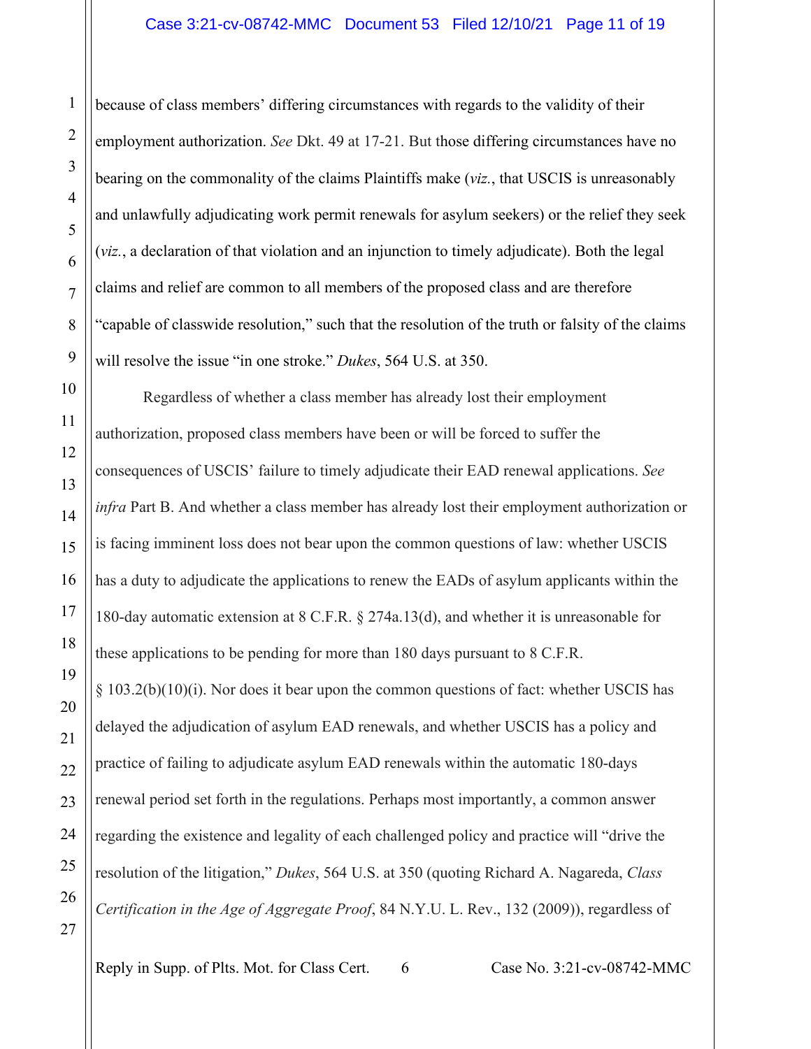because of class members' differing circumstances with regards to the validity of their employment authorization. *See* Dkt. 49 at 17-21. But those differing circumstances have no bearing on the commonality of the claims Plaintiffs make (*viz.*, that USCIS is unreasonably and unlawfully adjudicating work permit renewals for asylum seekers) or the relief they seek (*viz.*, a declaration of that violation and an injunction to timely adjudicate). Both the legal claims and relief are common to all members of the proposed class and are therefore "capable of classwide resolution," such that the resolution of the truth or falsity of the claims will resolve the issue "in one stroke." *Dukes*, 564 U.S. at 350.

Regardless of whether a class member has already lost their employment authorization, proposed class members have been or will be forced to suffer the consequences of USCIS' failure to timely adjudicate their EAD renewal applications. *See infra* Part B. And whether a class member has already lost their employment authorization or is facing imminent loss does not bear upon the common questions of law: whether USCIS has a duty to adjudicate the applications to renew the EADs of asylum applicants within the 180-day automatic extension at 8 C.F.R. § 274a.13(d), and whether it is unreasonable for these applications to be pending for more than 180 days pursuant to 8 C.F.R. § 103.2(b)(10)(i). Nor does it bear upon the common questions of fact: whether USCIS has delayed the adjudication of asylum EAD renewals, and whether USCIS has a policy and practice of failing to adjudicate asylum EAD renewals within the automatic 180-days renewal period set forth in the regulations. Perhaps most importantly, a common answer regarding the existence and legality of each challenged policy and practice will "drive the resolution of the litigation," *Dukes*, 564 U.S. at 350 (quoting Richard A. Nagareda, *Class Certification in the Age of Aggregate Proof*, 84 N.Y.U. L. Rev., 132 (2009)), regardless of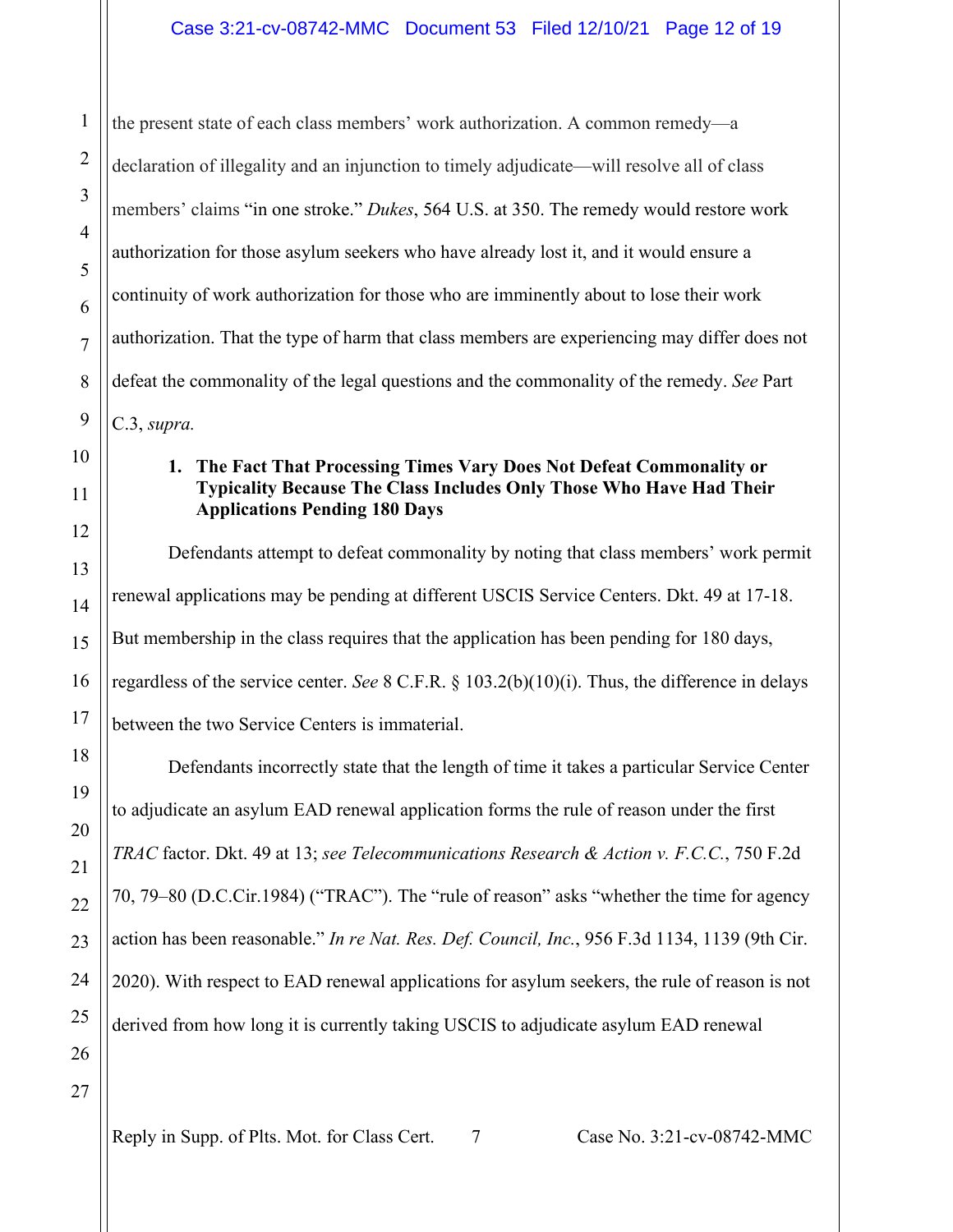the present state of each class members' work authorization. A common remedy—a declaration of illegality and an injunction to timely adjudicate—will resolve all of class members' claims "in one stroke." *Dukes*, 564 U.S. at 350. The remedy would restore work authorization for those asylum seekers who have already lost it, and it would ensure a continuity of work authorization for those who are imminently about to lose their work authorization. That the type of harm that class members are experiencing may differ does not defeat the commonality of the legal questions and the commonality of the remedy. *See* Part C.3, *supra.*

**1. The Fact That Processing Times Vary Does Not Defeat Commonality or Typicality Because The Class Includes Only Those Who Have Had Their Applications Pending 180 Days**

Defendants attempt to defeat commonality by noting that class members' work permit renewal applications may be pending at different USCIS Service Centers. Dkt. 49 at 17-18. But membership in the class requires that the application has been pending for 180 days, regardless of the service center. *See* 8 C.F.R. § 103.2(b)(10)(i). Thus, the difference in delays between the two Service Centers is immaterial.

Defendants incorrectly state that the length of time it takes a particular Service Center to adjudicate an asylum EAD renewal application forms the rule of reason under the first *TRAC* factor. Dkt. 49 at 13; *see Telecommunications Research & Action v. F.C.C.*, 750 F.2d 70, 79–80 (D.C.Cir.1984) ("TRAC"). The "rule of reason" asks "whether the time for agency action has been reasonable." *In re Nat. Res. Def. Council, Inc.*, 956 F.3d 1134, 1139 (9th Cir. 2020). With respect to EAD renewal applications for asylum seekers, the rule of reason is not derived from how long it is currently taking USCIS to adjudicate asylum EAD renewal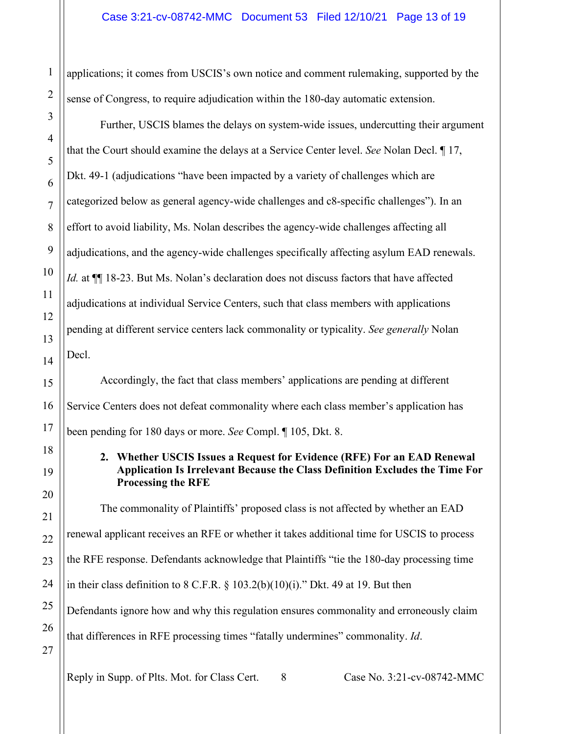applications; it comes from USCIS's own notice and comment rulemaking, supported by the sense of Congress, to require adjudication within the 180-day automatic extension.

Further, USCIS blames the delays on system-wide issues, undercutting their argument that the Court should examine the delays at a Service Center level. *See* Nolan Decl. ¶ 17, Dkt. 49-1 (adjudications "have been impacted by a variety of challenges which are categorized below as general agency-wide challenges and c8-specific challenges"). In an effort to avoid liability, Ms. Nolan describes the agency-wide challenges affecting all adjudications, and the agency-wide challenges specifically affecting asylum EAD renewals. *Id.* at ¶¶ 18-23. But Ms. Nolan's declaration does not discuss factors that have affected adjudications at individual Service Centers, such that class members with applications pending at different service centers lack commonality or typicality. *See generally* Nolan Decl.

Accordingly, the fact that class members' applications are pending at different Service Centers does not defeat commonality where each class member's application has been pending for 180 days or more. *See* Compl. ¶ 105, Dkt. 8.

**2. Whether USCIS Issues a Request for Evidence (RFE) For an EAD Renewal Application Is Irrelevant Because the Class Definition Excludes the Time For Processing the RFE**

The commonality of Plaintiffs' proposed class is not affected by whether an EAD renewal applicant receives an RFE or whether it takes additional time for USCIS to process the RFE response. Defendants acknowledge that Plaintiffs "tie the 180-day processing time in their class definition to 8 C.F.R. § 103.2(b)(10)(i)." Dkt. 49 at 19. But then Defendants ignore how and why this regulation ensures commonality and erroneously claim that differences in RFE processing times "fatally undermines" commonality. *Id*.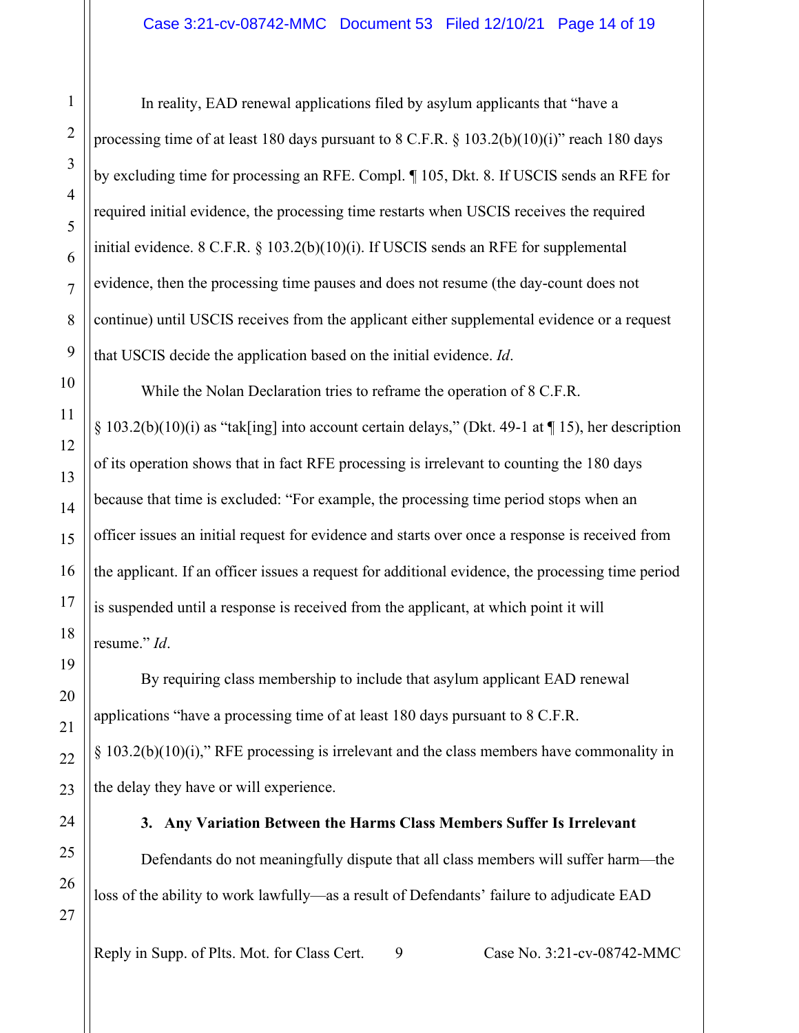In reality, EAD renewal applications filed by asylum applicants that "have a processing time of at least 180 days pursuant to 8 C.F.R. § 103.2(b)(10)(i)" reach 180 days by excluding time for processing an RFE. Compl. ¶ 105, Dkt. 8. If USCIS sends an RFE for required initial evidence, the processing time restarts when USCIS receives the required initial evidence. 8 C.F.R. § 103.2(b)(10)(i). If USCIS sends an RFE for supplemental evidence, then the processing time pauses and does not resume (the day-count does not continue) until USCIS receives from the applicant either supplemental evidence or a request that USCIS decide the application based on the initial evidence. *Id*.

While the Nolan Declaration tries to reframe the operation of 8 C.F.R. § 103.2(b)(10)(i) as "tak[ing] into account certain delays," (Dkt. 49-1 at ¶ 15), her description of its operation shows that in fact RFE processing is irrelevant to counting the 180 days because that time is excluded: "For example, the processing time period stops when an officer issues an initial request for evidence and starts over once a response is received from the applicant. If an officer issues a request for additional evidence, the processing time period is suspended until a response is received from the applicant, at which point it will resume." *Id*.

By requiring class membership to include that asylum applicant EAD renewal applications "have a processing time of at least 180 days pursuant to 8 C.F.R. § 103.2(b)(10)(i)," RFE processing is irrelevant and the class members have commonality in the delay they have or will experience.

**3. Any Variation Between the Harms Class Members Suffer Is Irrelevant**

Defendants do not meaningfully dispute that all class members will suffer harm—the loss of the ability to work lawfully—as a result of Defendants' failure to adjudicate EAD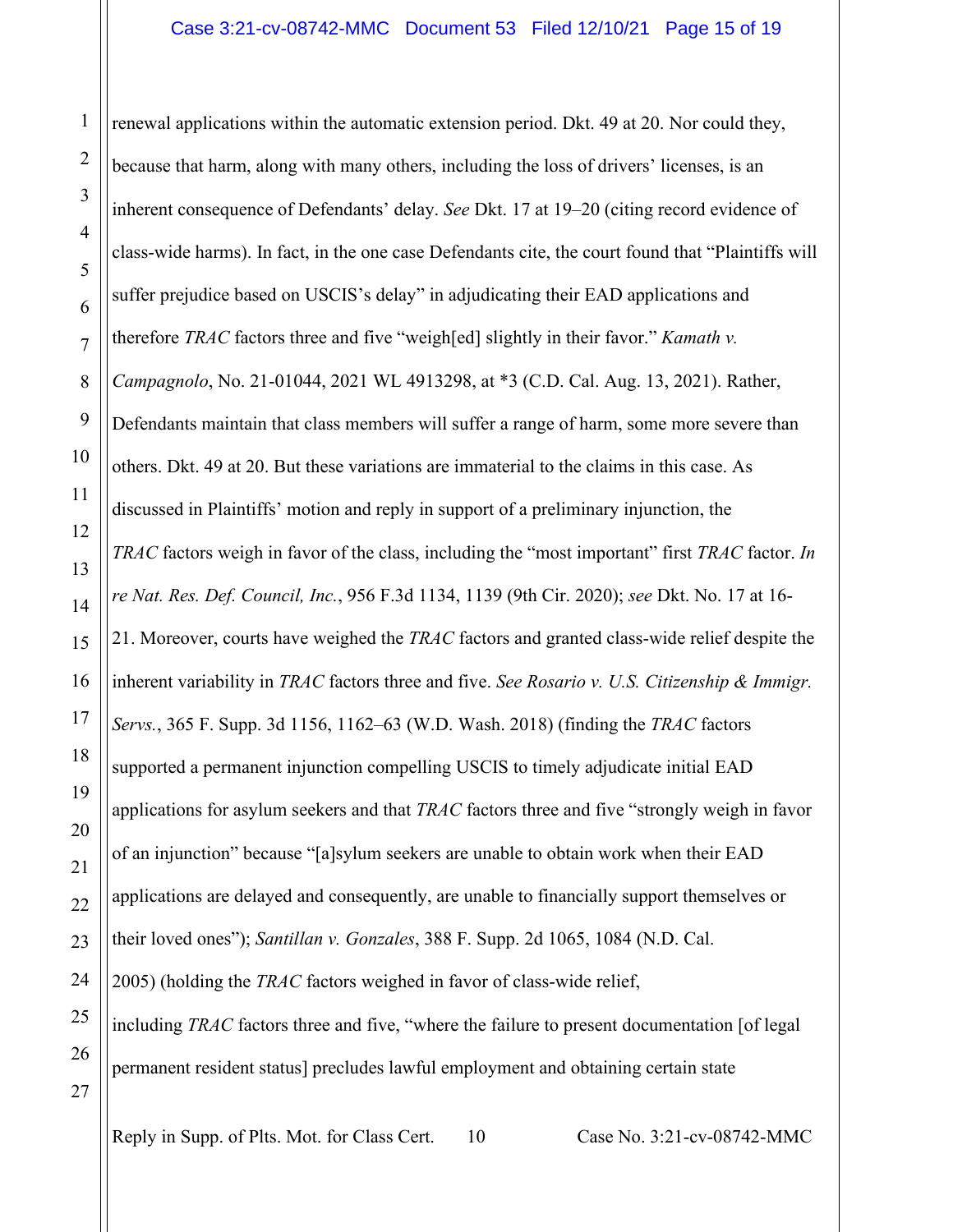renewal applications within the automatic extension period. Dkt. 49 at 20. Nor could they, because that harm, along with many others, including the loss of drivers' licenses, is an inherent consequence of Defendants' delay. *See* Dkt. 17 at 19–20 (citing record evidence of class-wide harms). In fact, in the one case Defendants cite, the court found that "Plaintiffs will suffer prejudice based on USCIS's delay" in adjudicating their EAD applications and therefore *TRAC* factors three and five "weigh[ed] slightly in their favor." *Kamath v. Campagnolo*, No. 21-01044, 2021 WL 4913298, at *3 (C.D. Cal. Aug. 13, 2021). Rather, Defendants maintain that class members will suffer a range of harm, some more severe than others. Dkt. 49 at 20. But these variations are immaterial to the claims in this case. As discussed in Plaintiffs' motion and reply in support of a preliminary injunction, the *TRAC* factors weigh in favor of the class, including the "most important" first *TRAC* factor. *In re Nat. Res. Def. Council, Inc.*, 956 F.3d 1134, 1139 (9th Cir. 2020); *see* Dkt. No. 17 at 16-21. Moreover, courts have weighed the *TRAC* factors and granted class-wide relief despite the inherent variability in *TRAC* factors three and five. *See Rosario v. U.S. Citizenship & Immigr. Servs.*, 365 F. Supp. 3d 1156, 1162–63 (W.D. Wash. 2018) (finding the *TRAC* factors supported a permanent injunction compelling USCIS to timely adjudicate initial EAD applications for asylum seekers and that *TRAC* factors three and five "strongly weigh in favor of an injunction" because "[a]sylum seekers are unable to obtain work when their EAD applications are delayed and consequently, are unable to financially support themselves or their loved ones"); *Santillan v. Gonzales*, 388 F. Supp. 2d 1065, 1084 (N.D. Cal. 2005) (holding the *TRAC* factors weighed in favor of class-wide relief, including *TRAC* factors three and five, "where the failure to present documentation [of legal permanent resident status] precludes lawful employment and obtaining certain state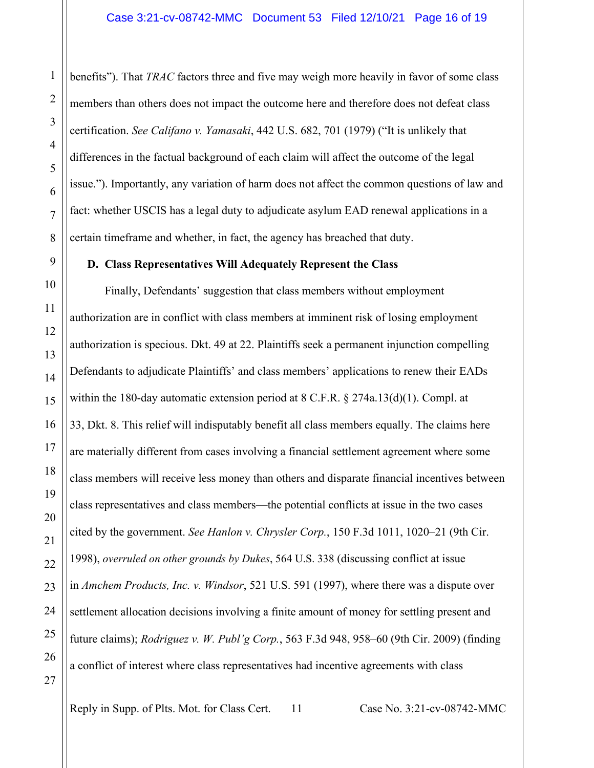benefits"). That *TRAC* factors three and five may weigh more heavily in favor of some class members than others does not impact the outcome here and therefore does not defeat class certification. *See Califano v. Yamasaki*, 442 U.S. 682, 701 (1979) ("It is unlikely that differences in the factual background of each claim will affect the outcome of the legal issue."). Importantly, any variation of harm does not affect the common questions of law and fact: whether USCIS has a legal duty to adjudicate asylum EAD renewal applications in a certain timeframe and whether, in fact, the agency has breached that duty.

### D. Class Representatives Will Adequately Represent the Class

Finally, Defendants' suggestion that class members without employment authorization are in conflict with class members at imminent risk of losing employment authorization is specious. Dkt. 49 at 22. Plaintiffs seek a permanent injunction compelling Defendants to adjudicate Plaintiffs' and class members' applications to renew their EADs within the 180-day automatic extension period at 8 C.F.R. § 274a.13(d)(1). Compl. at 33, Dkt. 8. This relief will indisputably benefit all class members equally. The claims here are materially different from cases involving a financial settlement agreement where some class members will receive less money than others and disparate financial incentives between class representatives and class members—the potential conflicts at issue in the two cases cited by the government. *See Hanlon v. Chrysler Corp.*, 150 F.3d 1011, 1020–21 (9th Cir. 1998), *overruled on other grounds by Dukes*, 564 U.S. 338 (discussing conflict at issue in *Amchem Products, Inc. v. Windsor*, 521 U.S. 591 (1997), where there was a dispute over settlement allocation decisions involving a finite amount of money for settling present and future claims); *Rodriguez v. W. Publ'g Corp.*, 563 F.3d 948, 958–60 (9th Cir. 2009) (finding a conflict of interest where class representatives had incentive agreements with class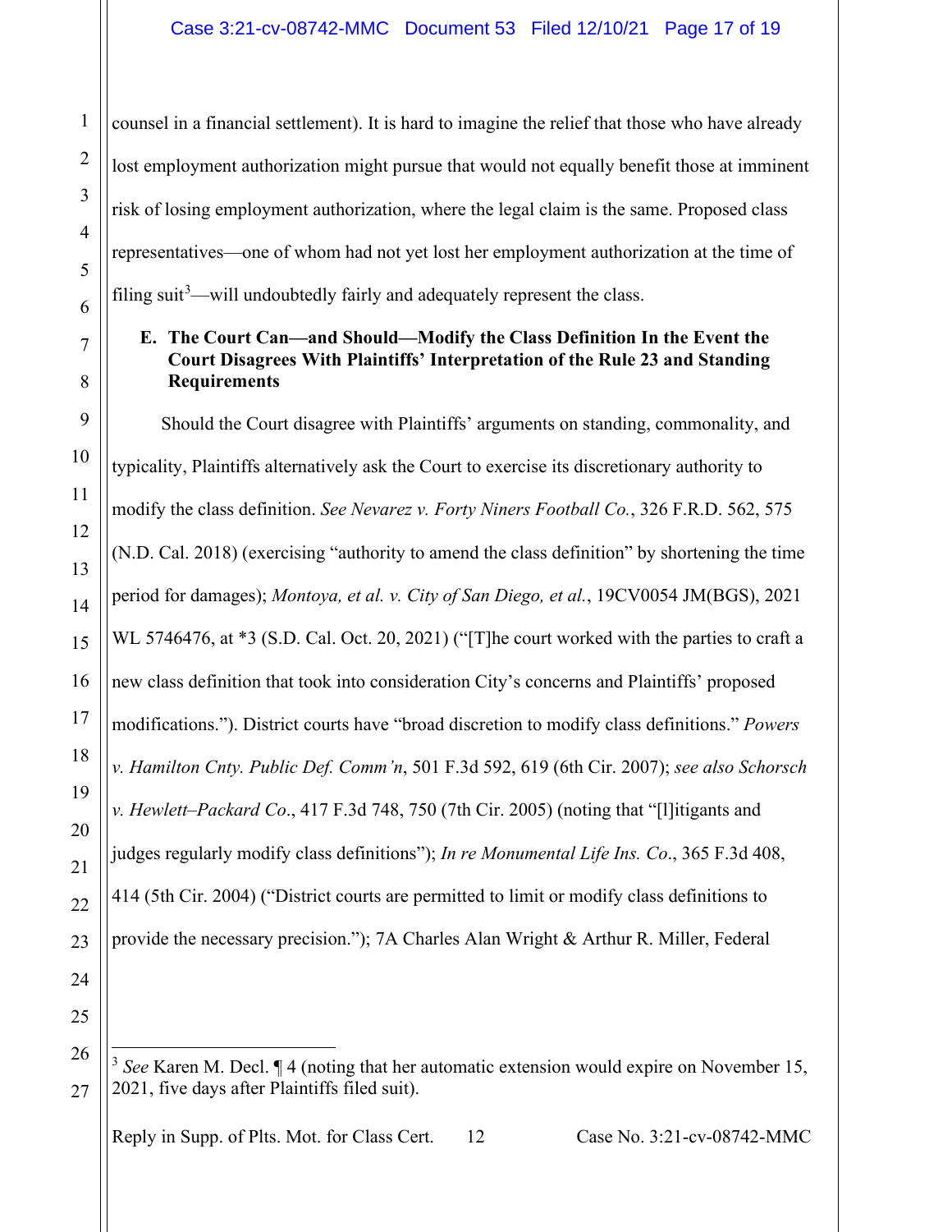counsel in a financial settlement). It is hard to imagine the relief that those who have already lost employment authorization might pursue that would not equally benefit those at imminent risk of losing employment authorization, where the legal claim is the same. Proposed class representatives—one of whom had not yet lost her employment authorization at the time of filing suit[3]—will undoubtedly fairly and adequately represent the class.

### E. The Court Can—and Should—Modify the Class Definition In the Event the Court Disagrees With Plaintiffs' Interpretation of the Rule 23 and Standing Requirements

Should the Court disagree with Plaintiffs' arguments on standing, commonality, and typicality, Plaintiffs alternatively ask the Court to exercise its discretionary authority to modify the class definition. *See Nevarez v. Forty Niners Football Co.*, 326 F.R.D. 562, 575 (N.D. Cal. 2018) (exercising "authority to amend the class definition" by shortening the time period for damages); *Montoya, et al. v. City of San Diego, et al.*, 19CV0054 JM(BGS), 2021 WL 5746476, at *3 (S.D. Cal. Oct. 20, 2021) ("[T]he court worked with the parties to craft a new class definition that took into consideration City's concerns and Plaintiffs' proposed modifications."). District courts have "broad discretion to modify class definitions." *Powers v. Hamilton Cnty. Public Def. Comm'n*, 501 F.3d 592, 619 (6th Cir. 2007); *see also Schorsch v. Hewlett–Packard Co*., 417 F.3d 748, 750 (7th Cir. 2005) (noting that "[l]itigants and judges regularly modify class definitions"); *In re Monumental Life Ins. Co*., 365 F.3d 408, 414 (5th Cir. 2004) ("District courts are permitted to limit or modify class definitions to provide the necessary precision."); 7A Charles Alan Wright & Arthur R. Miller, Federal

---

[3] *See* Karen M. Decl. ¶ 4 (noting that her automatic extension would expire on November 15, 2021, five days after Plaintiffs filed suit).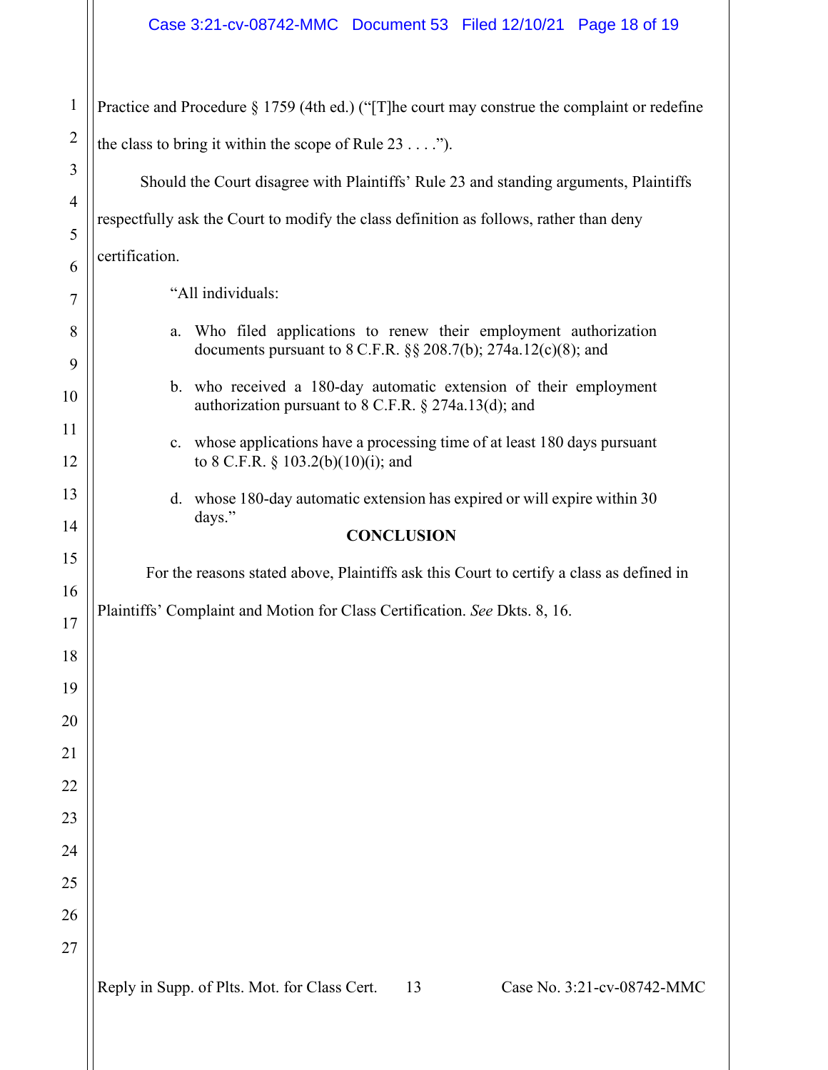Practice and Procedure § 1759 (4th ed.) ("[T]he court may construe the complaint or redefine the class to bring it within the scope of Rule 23 . . . .").

Should the Court disagree with Plaintiffs' Rule 23 and standing arguments, Plaintiffs respectfully ask the Court to modify the class definition as follows, rather than deny certification.

> "All individuals:
>
> a. Who filed applications to renew their employment authorization documents pursuant to 8 C.F.R. §§ 208.7(b); 274a.12(c)(8); and
>
> b. who received a 180-day automatic extension of their employment authorization pursuant to 8 C.F.R. § 274a.13(d); and
>
> c. whose applications have a processing time of at least 180 days pursuant to 8 C.F.R. § 103.2(b)(10)(i); and
>
> d. whose 180-day automatic extension has expired or will expire within 30 days."

**CONCLUSION**

For the reasons stated above, Plaintiffs ask this Court to certify a class as defined in Plaintiffs' Complaint and Motion for Class Certification. *See* Dkts. 8, 16.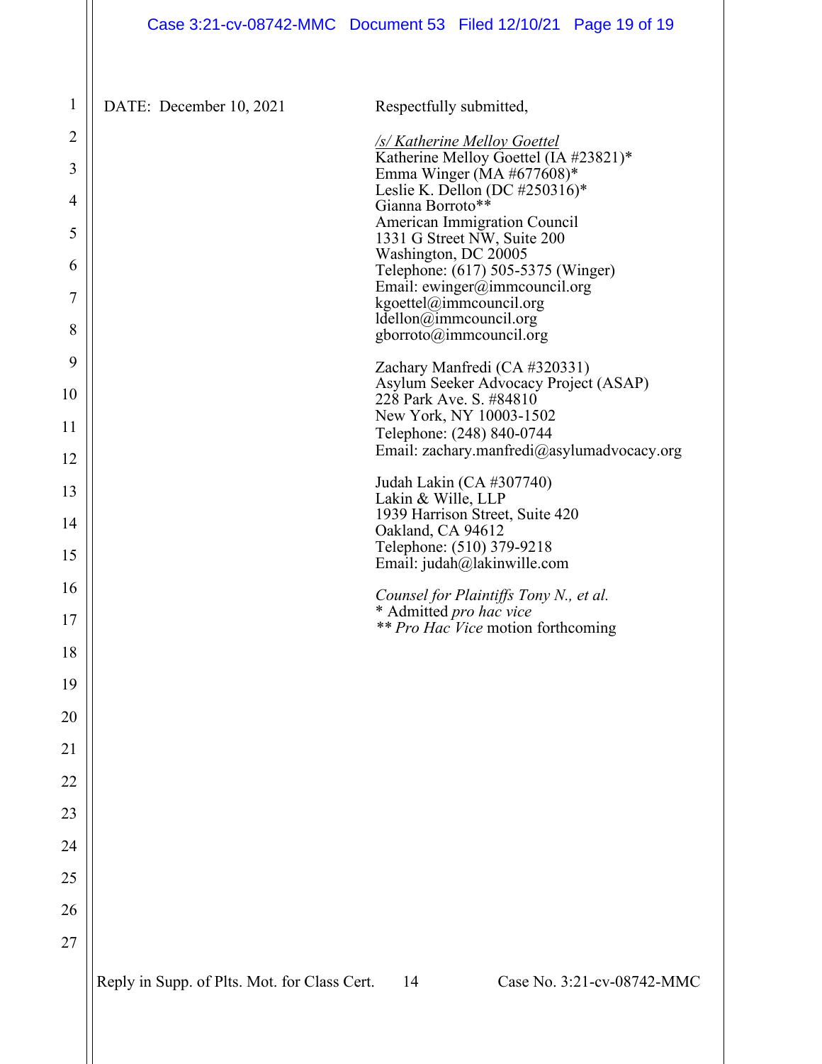DATE: December 10, 2021

Respectfully submitted,

/s/ Katherine Melloy Goettel
Katherine Melloy Goettel (IA #23821)*
Emma Winger (MA #677608)*
Leslie K. Dellon (DC #250316)*
Gianna Borroto**
American Immigration Council
1331 G Street NW, Suite 200
Washington, DC 20005
Telephone: (617) 505-5375 (Winger)
Email: ewinger@immcouncil.org
kgoettel@immcouncil.org
ldellon@immcouncil.org
gborroto@immcouncil.org

Zachary Manfredi (CA #320331)
Asylum Seeker Advocacy Project (ASAP)
228 Park Ave. S. #84810
New York, NY 10003-1502
Telephone: (248) 840-0744
Email: zachary.manfredi@asylumadvocacy.org

Judah Lakin (CA #307740)
Lakin & Wille, LLP
1939 Harrison Street, Suite 420
Oakland, CA 94612
Telephone: (510) 379-9218
Email: judah@lakinwille.com

*Counsel for Plaintiffs Tony N., et al.*
* Admitted *pro hac vice*
** *Pro Hac Vice* motion forthcoming